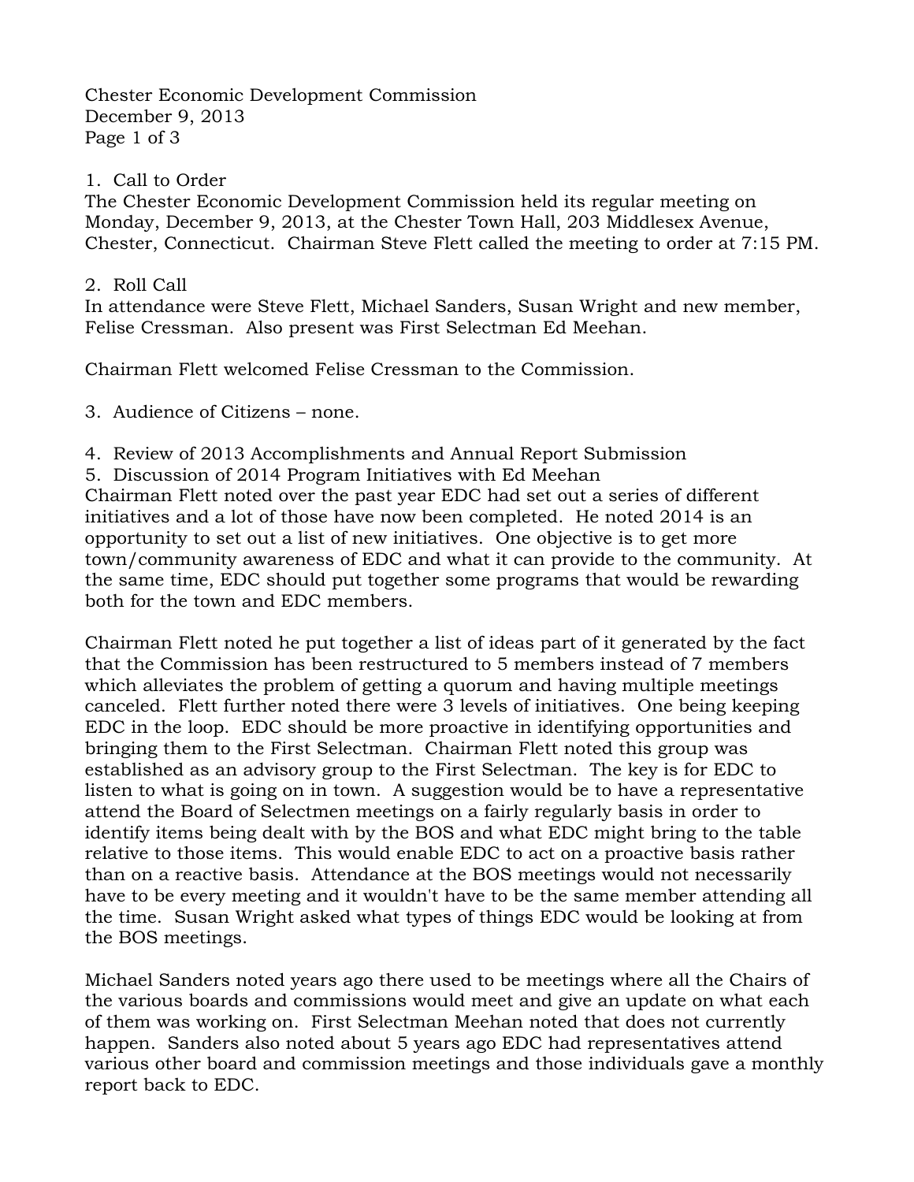Chester Economic Development Commission
December 9, 2013

1. Call to Order
The Chester Economic Development Commission held its regular meeting on Monday, December 9, 2013, at the Chester Town Hall, 203 Middlesex Avenue, Chester, Connecticut. Chairman Steve Flett called the meeting to order at 7:15 PM.

2. Roll Call
In attendance were Steve Flett, Michael Sanders, Susan Wright and new member, Felise Cressman. Also present was First Selectman Ed Meehan.

Chairman Flett welcomed Felise Cressman to the Commission.

3. Audience of Citizens – none.

4. Review of 2013 Accomplishments and Annual Report Submission
5. Discussion of 2014 Program Initiatives with Ed Meehan
Chairman Flett noted over the past year EDC had set out a series of different initiatives and a lot of those have now been completed. He noted 2014 is an opportunity to set out a list of new initiatives. One objective is to get more town/community awareness of EDC and what it can provide to the community. At the same time, EDC should put together some programs that would be rewarding both for the town and EDC members.

Chairman Flett noted he put together a list of ideas part of it generated by the fact that the Commission has been restructured to 5 members instead of 7 members which alleviates the problem of getting a quorum and having multiple meetings canceled. Flett further noted there were 3 levels of initiatives. One being keeping EDC in the loop. EDC should be more proactive in identifying opportunities and bringing them to the First Selectman. Chairman Flett noted this group was established as an advisory group to the First Selectman. The key is for EDC to listen to what is going on in town. A suggestion would be to have a representative attend the Board of Selectmen meetings on a fairly regularly basis in order to identify items being dealt with by the BOS and what EDC might bring to the table relative to those items. This would enable EDC to act on a proactive basis rather than on a reactive basis. Attendance at the BOS meetings would not necessarily have to be every meeting and it wouldn't have to be the same member attending all the time. Susan Wright asked what types of things EDC would be looking at from the BOS meetings.

Michael Sanders noted years ago there used to be meetings where all the Chairs of the various boards and commissions would meet and give an update on what each of them was working on. First Selectman Meehan noted that does not currently happen. Sanders also noted about 5 years ago EDC had representatives attend various other board and commission meetings and those individuals gave a monthly report back to EDC.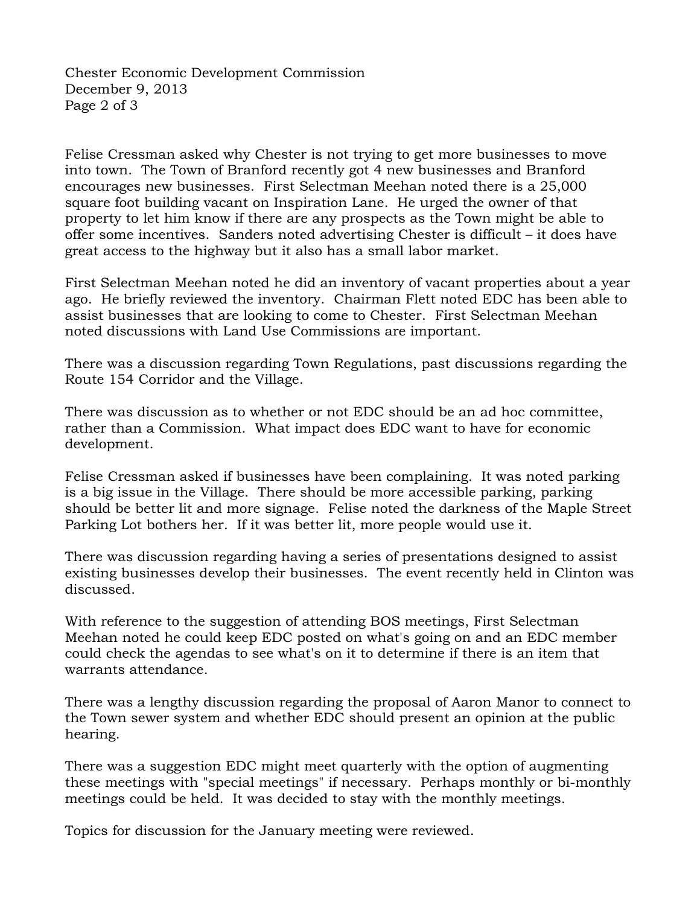Felise Cressman asked why Chester is not trying to get more businesses to move into town. The Town of Branford recently got 4 new businesses and Branford encourages new businesses. First Selectman Meehan noted there is a 25,000 square foot building vacant on Inspiration Lane. He urged the owner of that property to let him know if there are any prospects as the Town might be able to offer some incentives. Sanders noted advertising Chester is difficult – it does have great access to the highway but it also has a small labor market.

First Selectman Meehan noted he did an inventory of vacant properties about a year ago. He briefly reviewed the inventory. Chairman Flett noted EDC has been able to assist businesses that are looking to come to Chester. First Selectman Meehan noted discussions with Land Use Commissions are important.

There was a discussion regarding Town Regulations, past discussions regarding the Route 154 Corridor and the Village.

There was discussion as to whether or not EDC should be an ad hoc committee, rather than a Commission. What impact does EDC want to have for economic development.

Felise Cressman asked if businesses have been complaining. It was noted parking is a big issue in the Village. There should be more accessible parking, parking should be better lit and more signage. Felise noted the darkness of the Maple Street Parking Lot bothers her. If it was better lit, more people would use it.

There was discussion regarding having a series of presentations designed to assist existing businesses develop their businesses. The event recently held in Clinton was discussed.

With reference to the suggestion of attending BOS meetings, First Selectman Meehan noted he could keep EDC posted on what's going on and an EDC member could check the agendas to see what's on it to determine if there is an item that warrants attendance.

There was a lengthy discussion regarding the proposal of Aaron Manor to connect to the Town sewer system and whether EDC should present an opinion at the public hearing.

There was a suggestion EDC might meet quarterly with the option of augmenting these meetings with "special meetings" if necessary. Perhaps monthly or bi-monthly meetings could be held. It was decided to stay with the monthly meetings.

Topics for discussion for the January meeting were reviewed.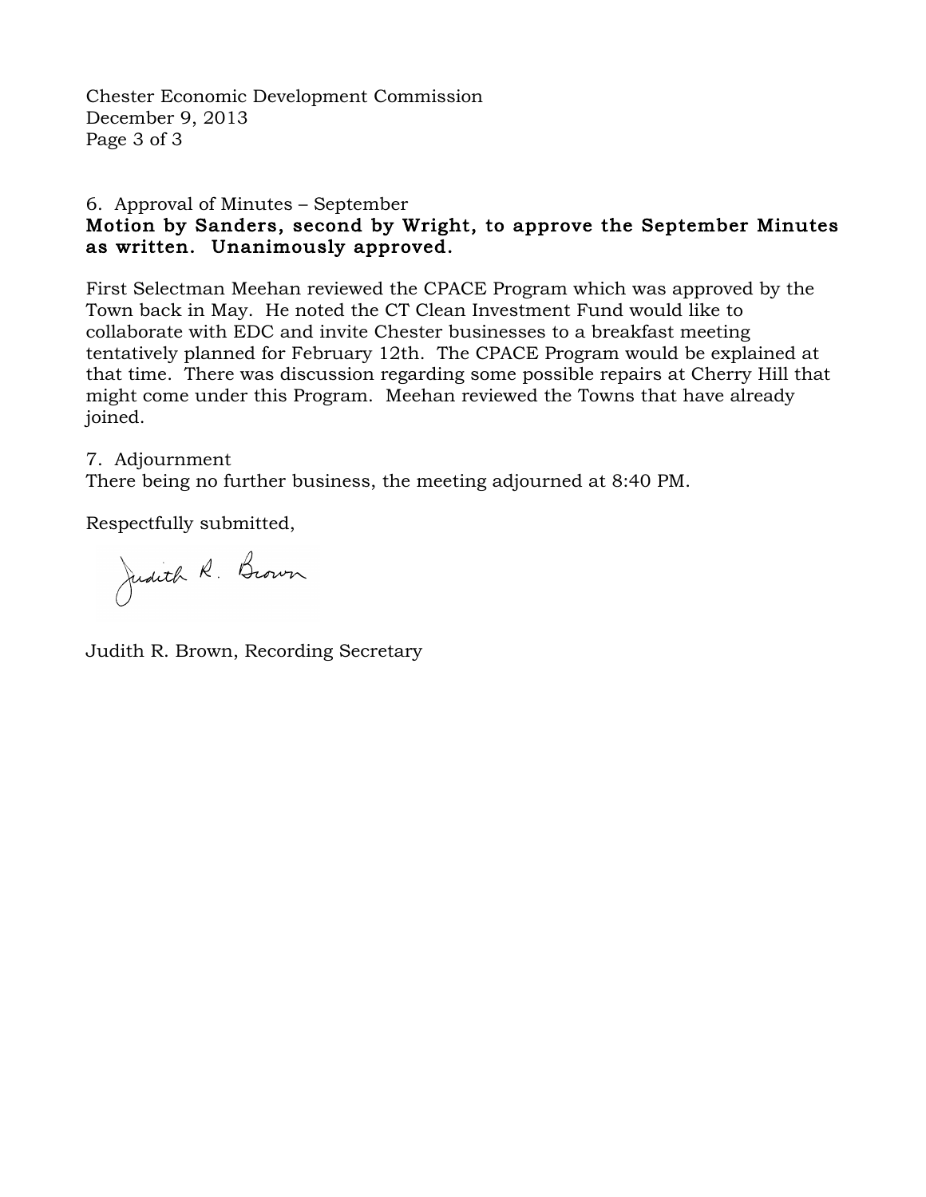6. Approval of Minutes – September

**Motion by Sanders, second by Wright, to approve the September Minutes as written. Unanimously approved.**

First Selectman Meehan reviewed the CPACE Program which was approved by the Town back in May. He noted the CT Clean Investment Fund would like to collaborate with EDC and invite Chester businesses to a breakfast meeting tentatively planned for February 12th. The CPACE Program would be explained at that time. There was discussion regarding some possible repairs at Cherry Hill that might come under this Program. Meehan reviewed the Towns that have already joined.

7. Adjournment

There being no further business, the meeting adjourned at 8:40 PM.

Respectfully submitted,

Judith R. Brown

Judith R. Brown, Recording Secretary